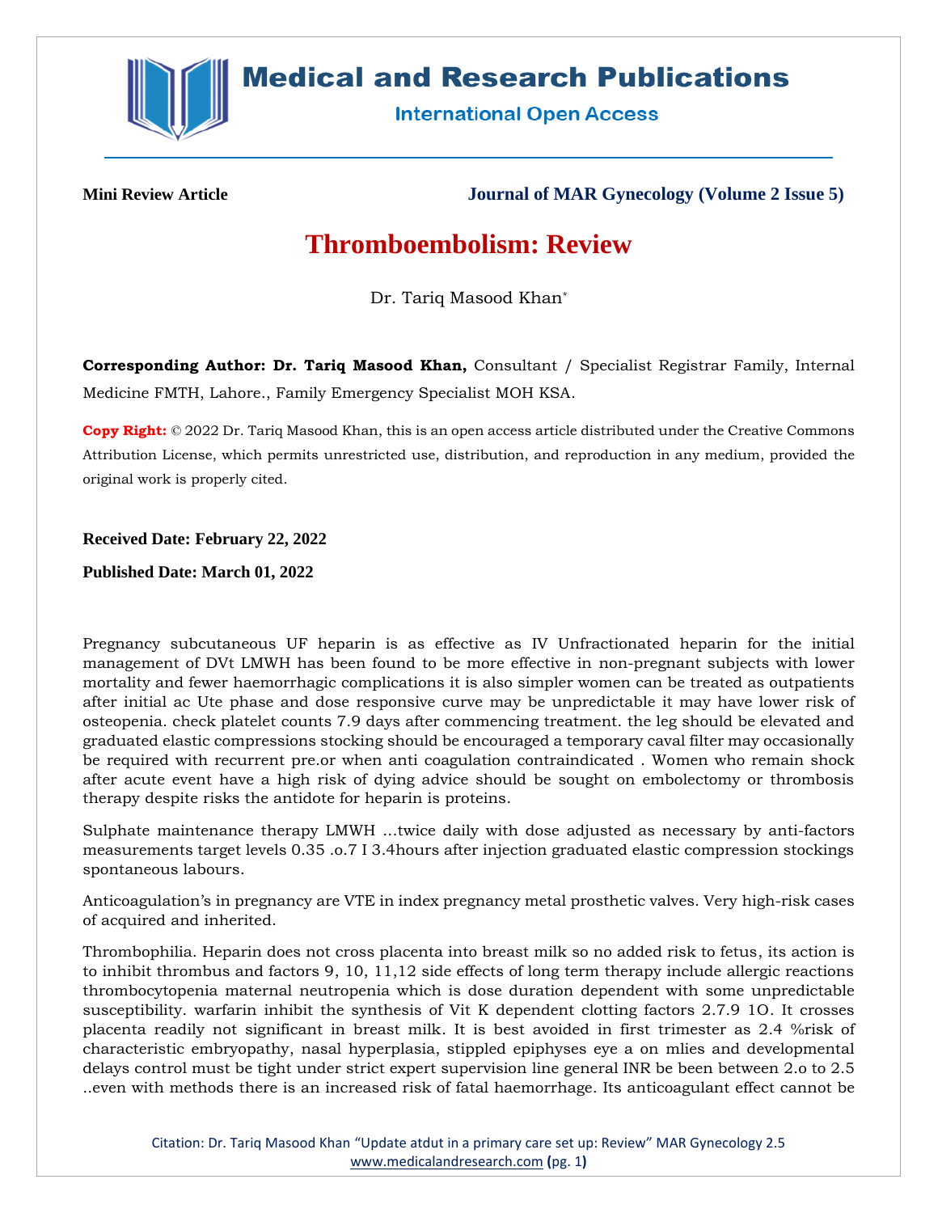Mini Review Article

# Thromboembolism: Review

Dr. Tariq Masood Khan*

**Corresponding Author: Dr. Tariq Masood Khan,** Consultant / Specialist Registrar Family, Internal Medicine FMTH, Lahore., Family Emergency Specialist MOH KSA.

**Copy Right:** © 2022 Dr. Tariq Masood Khan, this is an open access article distributed under the Creative Commons Attribution License, which permits unrestricted use, distribution, and reproduction in any medium, provided the original work is properly cited.

**Received Date: February 22, 2022**

**Published Date: March 01, 2022**

Pregnancy subcutaneous UF heparin is as effective as IV Unfractionated heparin for the initial management of DVt LMWH has been found to be more effective in non-pregnant subjects with lower mortality and fewer haemorrhagic complications it is also simpler women can be treated as outpatients after initial ac Ute phase and dose responsive curve may be unpredictable it may have lower risk of osteopenia. check platelet counts 7.9 days after commencing treatment. the leg should be elevated and graduated elastic compressions stocking should be encouraged a temporary caval filter may occasionally be required with recurrent pre.or when anti coagulation contraindicated . Women who remain shock after acute event have a high risk of dying advice should be sought on embolectomy or thrombosis therapy despite risks the antidote for heparin is proteins.

Sulphate maintenance therapy LMWH ...twice daily with dose adjusted as necessary by anti-factors measurements target levels 0.35 .o.7 I 3.4hours after injection graduated elastic compression stockings spontaneous labours.

Anticoagulation's in pregnancy are VTE in index pregnancy metal prosthetic valves. Very high-risk cases of acquired and inherited.

Thrombophilia. Heparin does not cross placenta into breast milk so no added risk to fetus, its action is to inhibit thrombus and factors 9, 10, 11,12 side effects of long term therapy include allergic reactions thrombocytopenia maternal neutropenia which is dose duration dependent with some unpredictable susceptibility. warfarin inhibit the synthesis of Vit K dependent clotting factors 2.7.9 1O. It crosses placenta readily not significant in breast milk. It is best avoided in first trimester as 2.4 %risk of characteristic embryopathy, nasal hyperplasia, stippled epiphyses eye a on mlies and developmental delays control must be tight under strict expert supervision line general INR be been between 2.o to 2.5 ..even with methods there is an increased risk of fatal haemorrhage. Its anticoagulant effect cannot be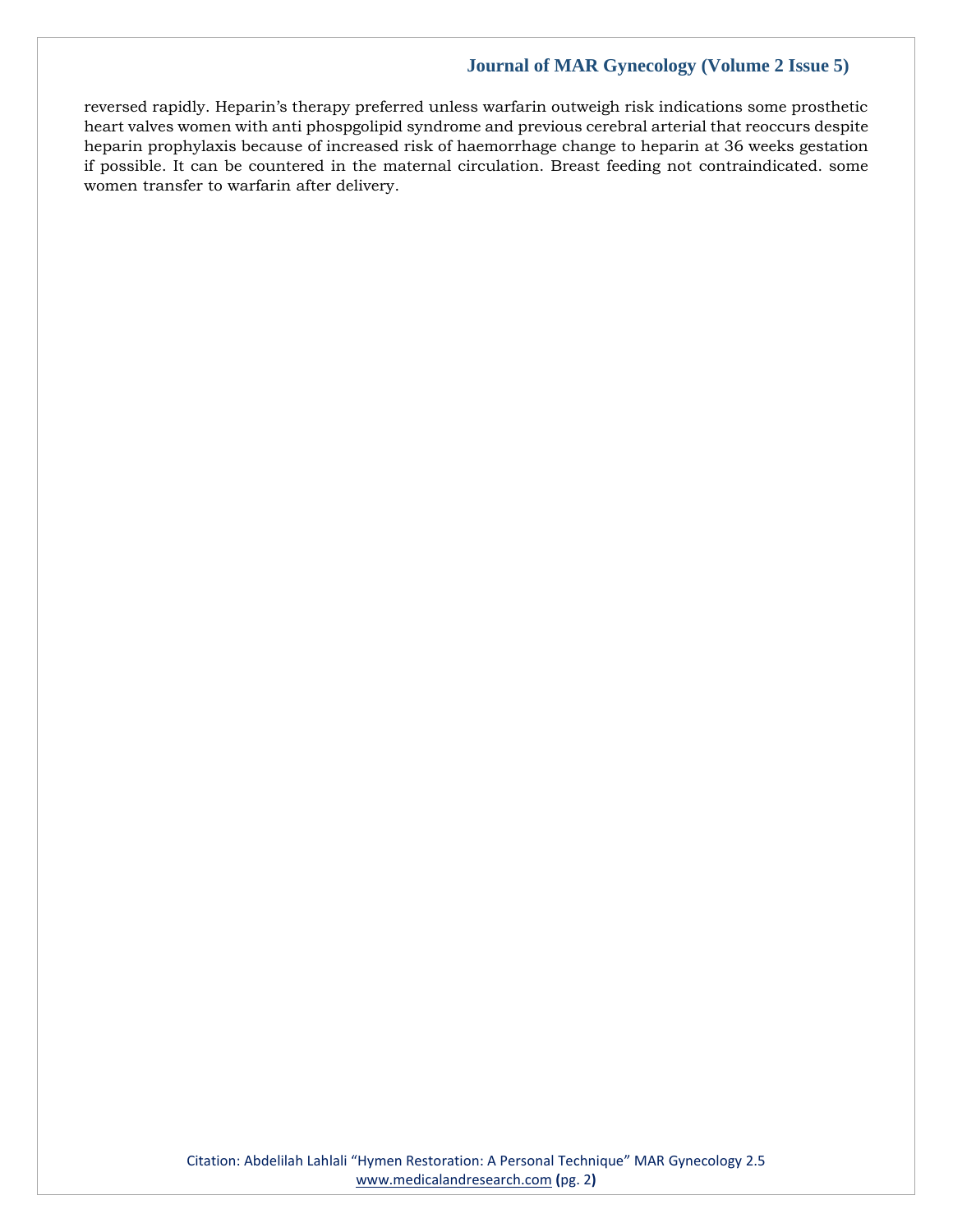reversed rapidly. Heparin's therapy preferred unless warfarin outweigh risk indications some prosthetic heart valves women with anti phospgolipid syndrome and previous cerebral arterial that reoccurs despite heparin prophylaxis because of increased risk of haemorrhage change to heparin at 36 weeks gestation if possible. It can be countered in the maternal circulation. Breast feeding not contraindicated. some women transfer to warfarin after delivery.